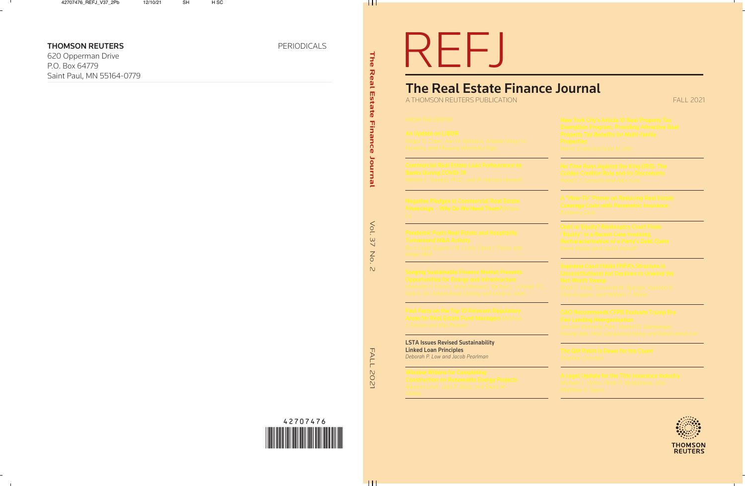**THOMSON REUTERS**

620 Opperman Drive
P.O. Box 64779
Saint Paul, MN 55164-0779

PERIODICALS

42707476

# REFJ

## The Real Estate Finance Journal

A THOMSON REUTERS PUBLICATION

FALL 2021

**LSTA Issues Revised Sustainability Linked Loan Principles**
*Deborah P. Low and Jacob Pearlman*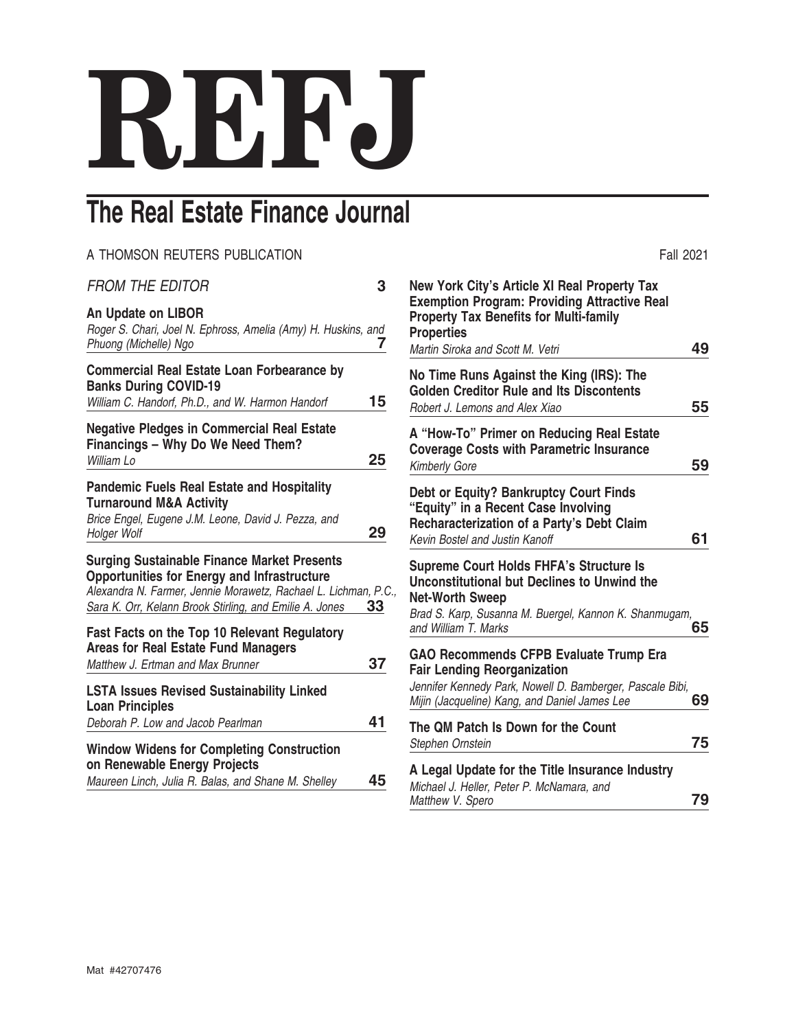# REFJ

## The Real Estate Finance Journal

A THOMSON REUTERS PUBLICATION

Fall 2021

*FROM THE EDITOR* **3**

**An Update on LIBOR**
*Roger S. Chari, Joel N. Ephross, Amelia (Amy) H. Huskins, and Phuong (Michelle) Ngo* **7**

**Commercial Real Estate Loan Forbearance by Banks During COVID-19**
*William C. Handorf, Ph.D., and W. Harmon Handorf* **15**

**Negative Pledges in Commercial Real Estate Financings – Why Do We Need Them?**
*William Lo* **25**

**Pandemic Fuels Real Estate and Hospitality Turnaround M&A Activity**
*Brice Engel, Eugene J.M. Leone, David J. Pezza, and Holger Wolf* **29**

**Surging Sustainable Finance Market Presents Opportunities for Energy and Infrastructure**
*Alexandra N. Farmer, Jennie Morawetz, Rachael L. Lichman, P.C., Sara K. Orr, Kelann Brook Stirling, and Emilie A. Jones* **33**

**Fast Facts on the Top 10 Relevant Regulatory Areas for Real Estate Fund Managers**
*Matthew J. Ertman and Max Brunner* **37**

**LSTA Issues Revised Sustainability Linked Loan Principles**
*Deborah P. Low and Jacob Pearlman* **41**

**Window Widens for Completing Construction on Renewable Energy Projects**
*Maureen Linch, Julia R. Balas, and Shane M. Shelley* **45**

**New York City's Article XI Real Property Tax Exemption Program: Providing Attractive Real Property Tax Benefits for Multi-family Properties**
*Martin Siroka and Scott M. Vetri* **49**

**No Time Runs Against the King (IRS): The Golden Creditor Rule and Its Discontents**
*Robert J. Lemons and Alex Xiao* **55**

**A "How-To" Primer on Reducing Real Estate Coverage Costs with Parametric Insurance**
*Kimberly Gore* **59**

**Debt or Equity? Bankruptcy Court Finds "Equity" in a Recent Case Involving Recharacterization of a Party's Debt Claim**
*Kevin Bostel and Justin Kanoff* **61**

**Supreme Court Holds FHFA's Structure Is Unconstitutional but Declines to Unwind the Net-Worth Sweep**
*Brad S. Karp, Susanna M. Buergel, Kannon K. Shanmugam, and William T. Marks* **65**

**GAO Recommends CFPB Evaluate Trump Era Fair Lending Reorganization**
*Jennifer Kennedy Park, Nowell D. Bamberger, Pascale Bibi, Mijin (Jacqueline) Kang, and Daniel James Lee* **69**

**The QM Patch Is Down for the Count**
*Stephen Ornstein* **75**

**A Legal Update for the Title Insurance Industry**
*Michael J. Heller, Peter P. McNamara, and Matthew V. Spero* **79**

Mat #42707476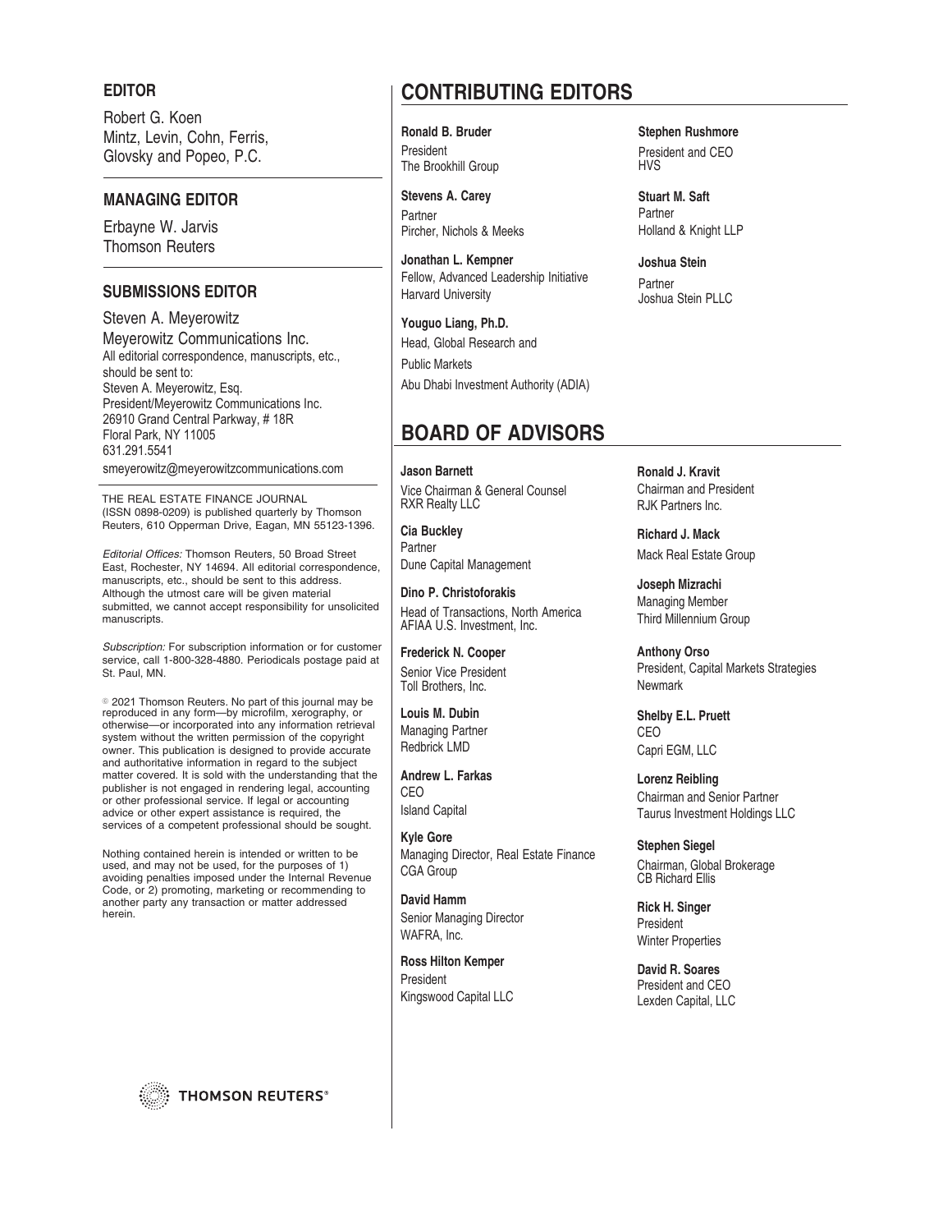## EDITOR

Robert G. Koen
Mintz, Levin, Cohn, Ferris, Glovsky and Popeo, P.C.

## MANAGING EDITOR

Erbayne W. Jarvis
Thomson Reuters

## SUBMISSIONS EDITOR

Steven A. Meyerowitz
Meyerowitz Communications Inc.
All editorial correspondence, manuscripts, etc., should be sent to:
Steven A. Meyerowitz, Esq.
President/Meyerowitz Communications Inc.
26910 Grand Central Parkway, # 18R
Floral Park, NY 11005
631.291.5541
smeyerowitz@meyerowitzcommunications.com

THE REAL ESTATE FINANCE JOURNAL (ISSN 0898-0209) is published quarterly by Thomson Reuters, 610 Opperman Drive, Eagan, MN 55123-1396.

*Editorial Offices:* Thomson Reuters, 50 Broad Street East, Rochester, NY 14694. All editorial correspondence, manuscripts, etc., should be sent to this address. Although the utmost care will be given material submitted, we cannot accept responsibility for unsolicited manuscripts.

*Subscription:* For subscription information or for customer service, call 1-800-328-4880. Periodicals postage paid at St. Paul, MN.

© 2021 Thomson Reuters. No part of this journal may be reproduced in any form—by microfilm, xerography, or otherwise—or incorporated into any information retrieval system without the written permission of the copyright owner. This publication is designed to provide accurate and authoritative information in regard to the subject matter covered. It is sold with the understanding that the publisher is not engaged in rendering legal, accounting or other professional service. If legal or accounting advice or other expert assistance is required, the services of a competent professional should be sought.

Nothing contained herein is intended or written to be used, and may not be used, for the purposes of 1) avoiding penalties imposed under the Internal Revenue Code, or 2) promoting, marketing or recommending to another party any transaction or matter addressed herein.

THOMSON REUTERS®

# CONTRIBUTING EDITORS

**Ronald B. Bruder**
President
The Brookhill Group

**Stevens A. Carey**
Partner
Pircher, Nichols & Meeks

**Jonathan L. Kempner**
Fellow, Advanced Leadership Initiative
Harvard University

**Youguo Liang, Ph.D.**
Head, Global Research and
Public Markets
Abu Dhabi Investment Authority (ADIA)

**Stephen Rushmore**
President and CEO
HVS

**Stuart M. Saft**
Partner
Holland & Knight LLP

**Joshua Stein**
Partner
Joshua Stein PLLC

# BOARD OF ADVISORS

**Jason Barnett**
Vice Chairman & General Counsel
RXR Realty LLC

**Cia Buckley**
Partner
Dune Capital Management

**Dino P. Christoforakis**
Head of Transactions, North America
AFIAA U.S. Investment, Inc.

**Frederick N. Cooper**
Senior Vice President
Toll Brothers, Inc.

**Louis M. Dubin**
Managing Partner
Redbrick LMD

**Andrew L. Farkas**
CEO
Island Capital

**Kyle Gore**
Managing Director, Real Estate Finance
CGA Group

**David Hamm**
Senior Managing Director
WAFRA, Inc.

**Ross Hilton Kemper**
President
Kingswood Capital LLC

**Ronald J. Kravit**
Chairman and President
RJK Partners Inc.

**Richard J. Mack**
Mack Real Estate Group

**Joseph Mizrachi**
Managing Member
Third Millennium Group

**Anthony Orso**
President, Capital Markets Strategies
Newmark

**Shelby E.L. Pruett**
CEO
Capri EGM, LLC

**Lorenz Reibling**
Chairman and Senior Partner
Taurus Investment Holdings LLC

**Stephen Siegel**
Chairman, Global Brokerage
CB Richard Ellis

**Rick H. Singer**
President
Winter Properties

**David R. Soares**
President and CEO
Lexden Capital, LLC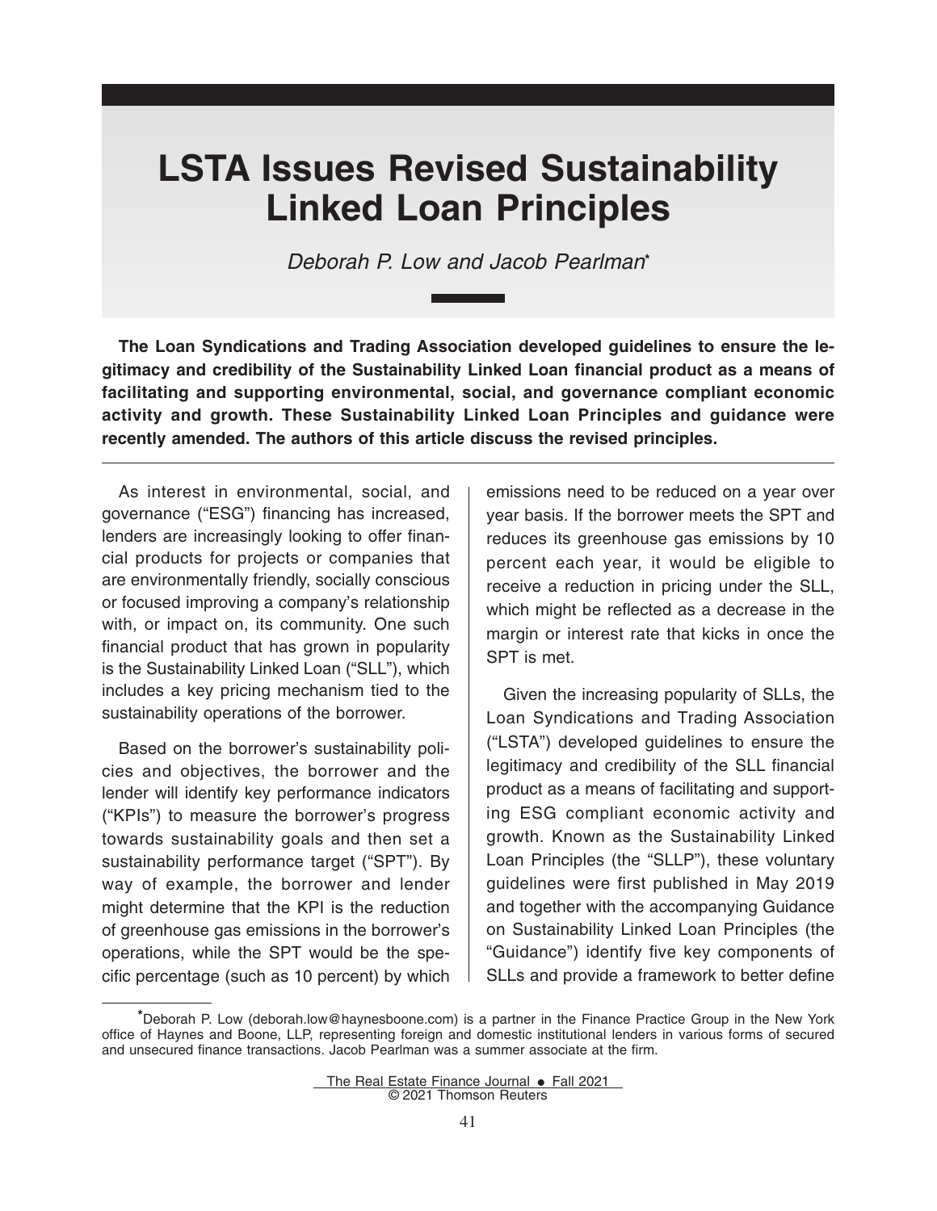# LSTA Issues Revised Sustainability Linked Loan Principles

*Deborah P. Low and Jacob Pearlman*[*]

**The Loan Syndications and Trading Association developed guidelines to ensure the legitimacy and credibility of the Sustainability Linked Loan financial product as a means of facilitating and supporting environmental, social, and governance compliant economic activity and growth. These Sustainability Linked Loan Principles and guidance were recently amended. The authors of this article discuss the revised principles.**

---

As interest in environmental, social, and governance ("ESG") financing has increased, lenders are increasingly looking to offer financial products for projects or companies that are environmentally friendly, socially conscious or focused improving a company's relationship with, or impact on, its community. One such financial product that has grown in popularity is the Sustainability Linked Loan ("SLL"), which includes a key pricing mechanism tied to the sustainability operations of the borrower.

Based on the borrower's sustainability policies and objectives, the borrower and the lender will identify key performance indicators ("KPIs") to measure the borrower's progress towards sustainability goals and then set a sustainability performance target ("SPT"). By way of example, the borrower and lender might determine that the KPI is the reduction of greenhouse gas emissions in the borrower's operations, while the SPT would be the specific percentage (such as 10 percent) by which emissions need to be reduced on a year over year basis. If the borrower meets the SPT and reduces its greenhouse gas emissions by 10 percent each year, it would be eligible to receive a reduction in pricing under the SLL, which might be reflected as a decrease in the margin or interest rate that kicks in once the SPT is met.

Given the increasing popularity of SLLs, the Loan Syndications and Trading Association ("LSTA") developed guidelines to ensure the legitimacy and credibility of the SLL financial product as a means of facilitating and supporting ESG compliant economic activity and growth. Known as the Sustainability Linked Loan Principles (the "SLLP"), these voluntary guidelines were first published in May 2019 and together with the accompanying Guidance on Sustainability Linked Loan Principles (the "Guidance") identify five key components of SLLs and provide a framework to better define

---

[*] Deborah P. Low (deborah.low@haynesboone.com) is a partner in the Finance Practice Group in the New York office of Haynes and Boone, LLP, representing foreign and domestic institutional lenders in various forms of secured and unsecured finance transactions. Jacob Pearlman was a summer associate at the firm.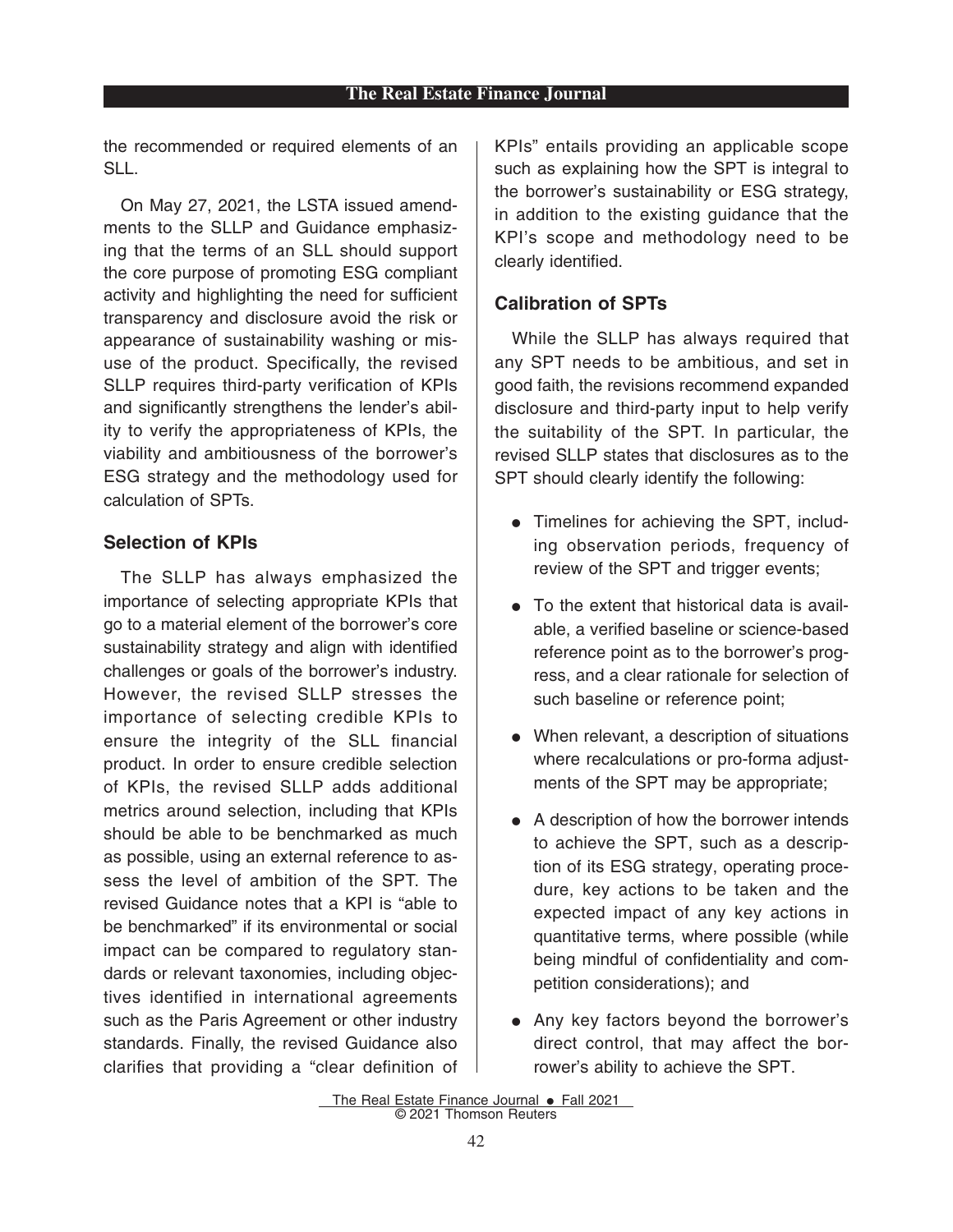the recommended or required elements of an SLL.

On May 27, 2021, the LSTA issued amendments to the SLLP and Guidance emphasizing that the terms of an SLL should support the core purpose of promoting ESG compliant activity and highlighting the need for sufficient transparency and disclosure avoid the risk or appearance of sustainability washing or misuse of the product. Specifically, the revised SLLP requires third-party verification of KPIs and significantly strengthens the lender's ability to verify the appropriateness of KPIs, the viability and ambitiousness of the borrower's ESG strategy and the methodology used for calculation of SPTs.

### Selection of KPIs

The SLLP has always emphasized the importance of selecting appropriate KPIs that go to a material element of the borrower's core sustainability strategy and align with identified challenges or goals of the borrower's industry. However, the revised SLLP stresses the importance of selecting credible KPIs to ensure the integrity of the SLL financial product. In order to ensure credible selection of KPIs, the revised SLLP adds additional metrics around selection, including that KPIs should be able to be benchmarked as much as possible, using an external reference to assess the level of ambition of the SPT. The revised Guidance notes that a KPI is "able to be benchmarked" if its environmental or social impact can be compared to regulatory standards or relevant taxonomies, including objectives identified in international agreements such as the Paris Agreement or other industry standards. Finally, the revised Guidance also clarifies that providing a "clear definition of KPIs" entails providing an applicable scope such as explaining how the SPT is integral to the borrower's sustainability or ESG strategy, in addition to the existing guidance that the KPI's scope and methodology need to be clearly identified.

### Calibration of SPTs

While the SLLP has always required that any SPT needs to be ambitious, and set in good faith, the revisions recommend expanded disclosure and third-party input to help verify the suitability of the SPT. In particular, the revised SLLP states that disclosures as to the SPT should clearly identify the following:

- Timelines for achieving the SPT, including observation periods, frequency of review of the SPT and trigger events;
- To the extent that historical data is available, a verified baseline or science-based reference point as to the borrower's progress, and a clear rationale for selection of such baseline or reference point;
- When relevant, a description of situations where recalculations or pro-forma adjustments of the SPT may be appropriate;
- A description of how the borrower intends to achieve the SPT, such as a description of its ESG strategy, operating procedure, key actions to be taken and the expected impact of any key actions in quantitative terms, where possible (while being mindful of confidentiality and competition considerations); and
- Any key factors beyond the borrower's direct control, that may affect the borrower's ability to achieve the SPT.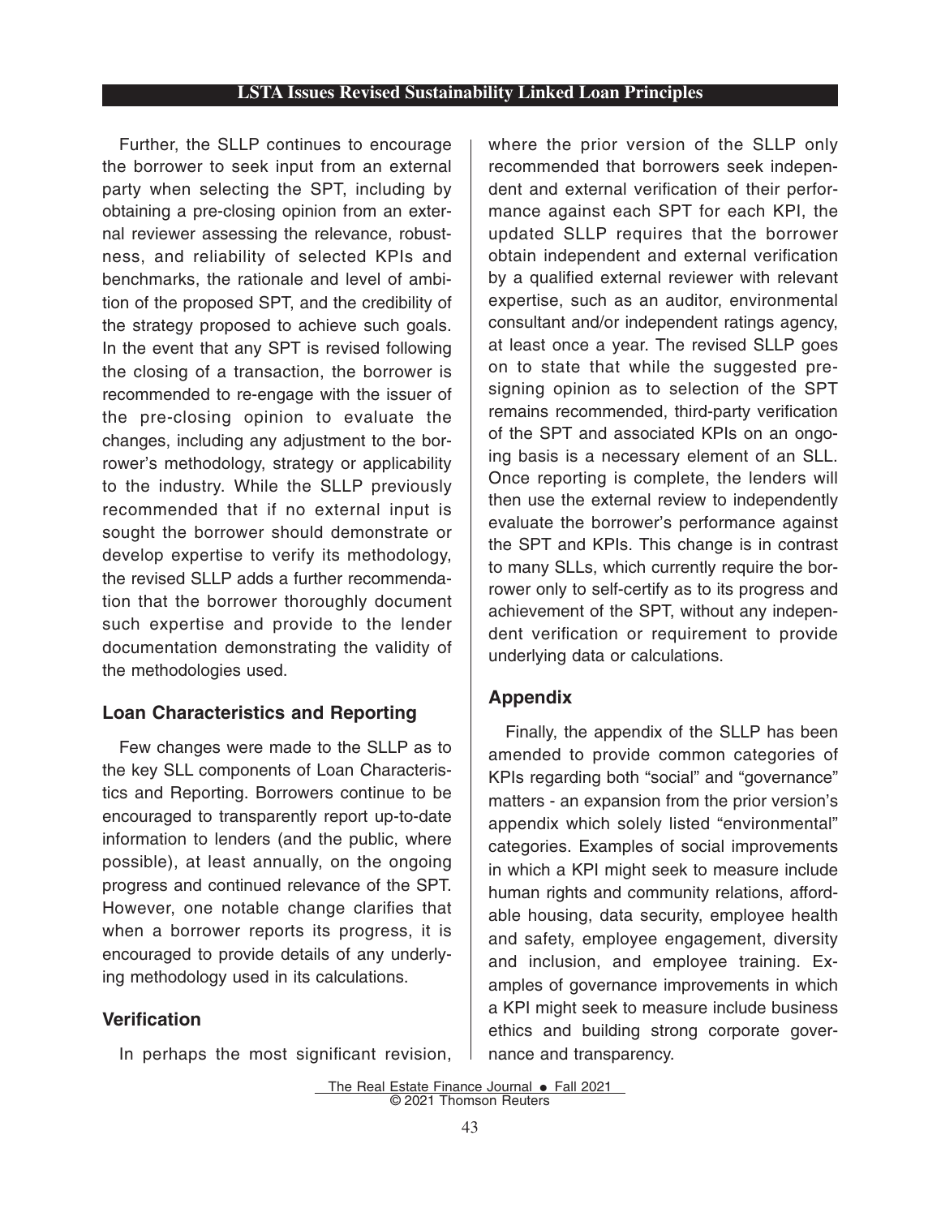Further, the SLLP continues to encourage the borrower to seek input from an external party when selecting the SPT, including by obtaining a pre-closing opinion from an external reviewer assessing the relevance, robustness, and reliability of selected KPIs and benchmarks, the rationale and level of ambition of the proposed SPT, and the credibility of the strategy proposed to achieve such goals. In the event that any SPT is revised following the closing of a transaction, the borrower is recommended to re-engage with the issuer of the pre-closing opinion to evaluate the changes, including any adjustment to the borrower's methodology, strategy or applicability to the industry. While the SLLP previously recommended that if no external input is sought the borrower should demonstrate or develop expertise to verify its methodology, the revised SLLP adds a further recommendation that the borrower thoroughly document such expertise and provide to the lender documentation demonstrating the validity of the methodologies used.

## Loan Characteristics and Reporting

Few changes were made to the SLLP as to the key SLL components of Loan Characteristics and Reporting. Borrowers continue to be encouraged to transparently report up-to-date information to lenders (and the public, where possible), at least annually, on the ongoing progress and continued relevance of the SPT. However, one notable change clarifies that when a borrower reports its progress, it is encouraged to provide details of any underlying methodology used in its calculations.

## Verification

In perhaps the most significant revision, where the prior version of the SLLP only recommended that borrowers seek independent and external verification of their performance against each SPT for each KPI, the updated SLLP requires that the borrower obtain independent and external verification by a qualified external reviewer with relevant expertise, such as an auditor, environmental consultant and/or independent ratings agency, at least once a year. The revised SLLP goes on to state that while the suggested pre-signing opinion as to selection of the SPT remains recommended, third-party verification of the SPT and associated KPIs on an ongoing basis is a necessary element of an SLL. Once reporting is complete, the lenders will then use the external review to independently evaluate the borrower's performance against the SPT and KPIs. This change is in contrast to many SLLs, which currently require the borrower only to self-certify as to its progress and achievement of the SPT, without any independent verification or requirement to provide underlying data or calculations.

## Appendix

Finally, the appendix of the SLLP has been amended to provide common categories of KPIs regarding both "social" and "governance" matters - an expansion from the prior version's appendix which solely listed "environmental" categories. Examples of social improvements in which a KPI might seek to measure include human rights and community relations, affordable housing, data security, employee health and safety, employee engagement, diversity and inclusion, and employee training. Examples of governance improvements in which a KPI might seek to measure include business ethics and building strong corporate governance and transparency.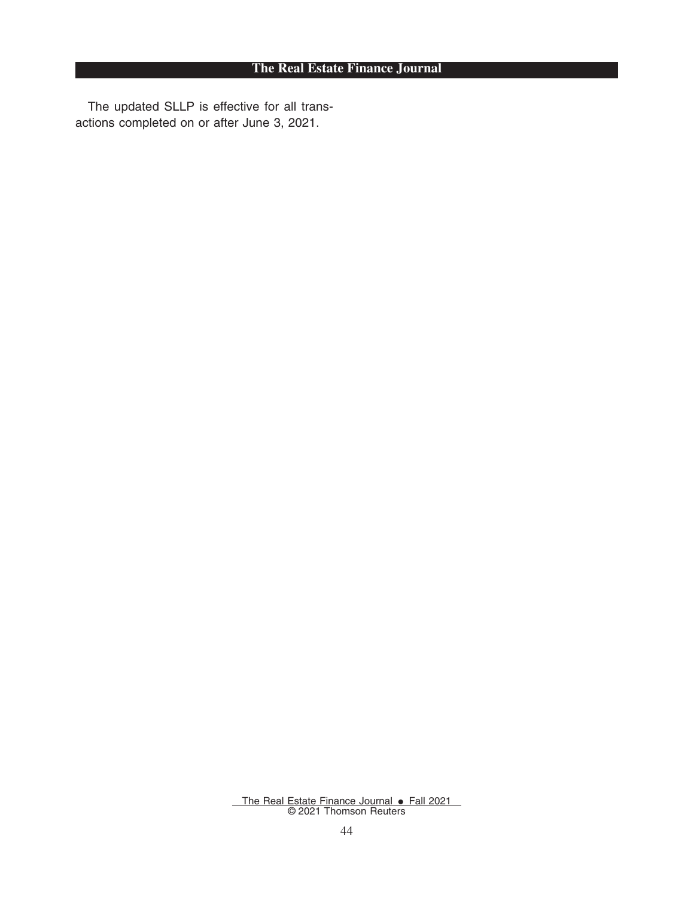The updated SLLP is effective for all transactions completed on or after June 3, 2021.